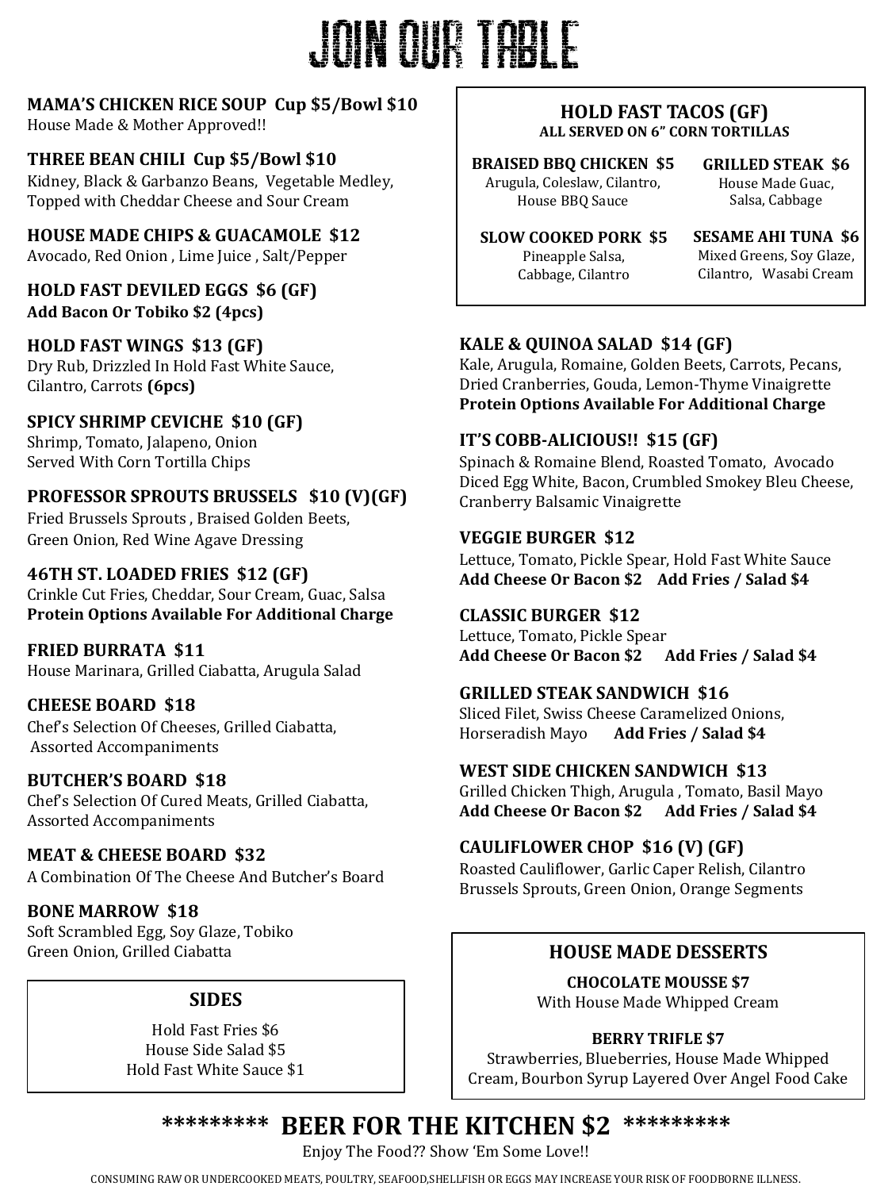# JOIN OUR TABLE

**MAMA'S CHICKEN RICE SOUP Cup $5/Bowl $10**
House Made & Mother Approved!!

**THREE BEAN CHILI Cup $5/Bowl $10**
Kidney, Black & Garbanzo Beans, Vegetable Medley, Topped with Cheddar Cheese and Sour Cream

**HOUSE MADE CHIPS & GUACAMOLE $12**
Avocado, Red Onion , Lime Juice , Salt/Pepper

**HOLD FAST DEVILED EGGS $6 (GF)**
**Add Bacon Or Tobiko $2 (4pcs)**

**HOLD FAST WINGS $13 (GF)**
Dry Rub, Drizzled In Hold Fast White Sauce, Cilantro, Carrots **(6pcs)**

**SPICY SHRIMP CEVICHE $10 (GF)**
Shrimp, Tomato, Jalapeno, Onion
Served With Corn Tortilla Chips

**PROFESSOR SPROUTS BRUSSELS $10 (V)(GF)**
Fried Brussels Sprouts , Braised Golden Beets, Green Onion, Red Wine Agave Dressing

**46TH ST. LOADED FRIES $12 (GF)**
Crinkle Cut Fries, Cheddar, Sour Cream, Guac, Salsa
**Protein Options Available For Additional Charge**

**FRIED BURRATA $11**
House Marinara, Grilled Ciabatta, Arugula Salad

**CHEESE BOARD $18**
Chef's Selection Of Cheeses, Grilled Ciabatta, Assorted Accompaniments

**BUTCHER'S BOARD $18**
Chef's Selection Of Cured Meats, Grilled Ciabatta, Assorted Accompaniments

**MEAT & CHEESE BOARD $32**
A Combination Of The Cheese And Butcher's Board

**BONE MARROW $18**
Soft Scrambled Egg, Soy Glaze, Tobiko
Green Onion, Grilled Ciabatta

## SIDES

Hold Fast Fries $6
House Side Salad $5
Hold Fast White Sauce $1

## HOLD FAST TACOS (GF)

**ALL SERVED ON 6" CORN TORTILLAS**

**BRAISED BBQ CHICKEN $5**
Arugula, Coleslaw, Cilantro, House BBQ Sauce

**GRILLED STEAK $6**
House Made Guac, Salsa, Cabbage

**SLOW COOKED PORK $5**
Pineapple Salsa, Cabbage, Cilantro

**SESAME AHI TUNA $6**
Mixed Greens, Soy Glaze, Cilantro, Wasabi Cream

**KALE & QUINOA SALAD $14 (GF)**
Kale, Arugula, Romaine, Golden Beets, Carrots, Pecans, Dried Cranberries, Gouda, Lemon-Thyme Vinaigrette
**Protein Options Available For Additional Charge**

**IT'S COBB-ALICIOUS!! $15 (GF)**
Spinach & Romaine Blend, Roasted Tomato, Avocado Diced Egg White, Bacon, Crumbled Smokey Bleu Cheese, Cranberry Balsamic Vinaigrette

**VEGGIE BURGER $12**
Lettuce, Tomato, Pickle Spear, Hold Fast White Sauce
**Add Cheese Or Bacon $2 Add Fries / Salad $4**

**CLASSIC BURGER $12**
Lettuce, Tomato, Pickle Spear
**Add Cheese Or Bacon $2 Add Fries / Salad $4**

**GRILLED STEAK SANDWICH $16**
Sliced Filet, Swiss Cheese Caramelized Onions, Horseradish Mayo **Add Fries / Salad $4**

**WEST SIDE CHICKEN SANDWICH $13**
Grilled Chicken Thigh, Arugula , Tomato, Basil Mayo
**Add Cheese Or Bacon $2 Add Fries / Salad $4**

**CAULIFLOWER CHOP $16 (V) (GF)**
Roasted Cauliflower, Garlic Caper Relish, Cilantro Brussels Sprouts, Green Onion, Orange Segments

## HOUSE MADE DESSERTS

**CHOCOLATE MOUSSE $7**
With House Made Whipped Cream

**BERRY TRIFLE $7**
Strawberries, Blueberries, House Made Whipped Cream, Bourbon Syrup Layered Over Angel Food Cake

## ********* BEER FOR THE KITCHEN $2 *********

Enjoy The Food?? Show 'Em Some Love!!

CONSUMING RAW OR UNDERCOOKED MEATS, POULTRY, SEAFOOD,SHELLFISH OR EGGS MAY INCREASE YOUR RISK OF FOODBORNE ILLNESS.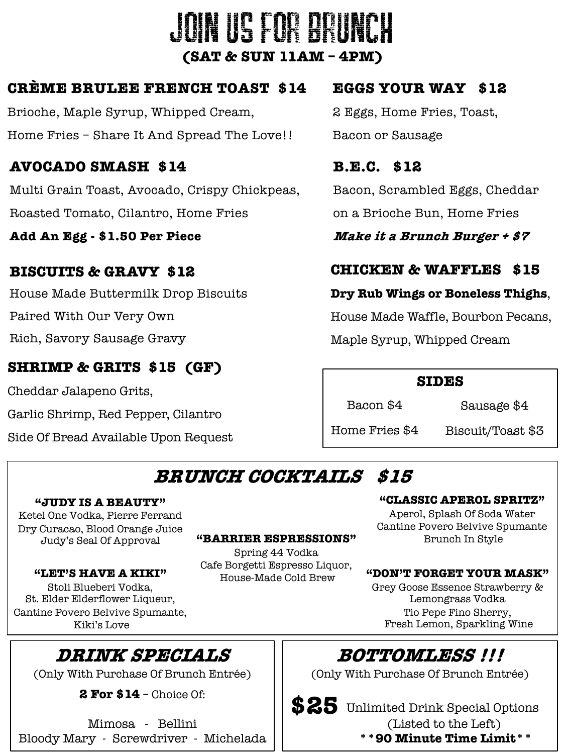# JOIN US FOR BRUNCH

**(SAT & SUN 11AM – 4PM)**

## CRÈME BRULEE FRENCH TOAST $14

Brioche, Maple Syrup, Whipped Cream,
Home Fries – Share It And Spread The Love!!

## AVOCADO SMASH $14

Multi Grain Toast, Avocado, Crispy Chickpeas,
Roasted Tomato, Cilantro, Home Fries

**Add An Egg - $1.50 Per Piece**

## BISCUITS & GRAVY $12

House Made Buttermilk Drop Biscuits
Paired With Our Very Own
Rich, Savory Sausage Gravy

## SHRIMP & GRITS $15 (GF)

Cheddar Jalapeno Grits,
Garlic Shrimp, Red Pepper, Cilantro
Side Of Bread Available Upon Request

## EGGS YOUR WAY $12

2 Eggs, Home Fries, Toast,
Bacon or Sausage

## B.E.C. $12

Bacon, Scrambled Eggs, Cheddar
on a Brioche Bun, Home Fries

***Make it a Brunch Burger + $7***

## CHICKEN & WAFFLES $15

**Dry Rub Wings or Boneless Thighs**,
House Made Waffle, Bourbon Pecans,
Maple Syrup, Whipped Cream

## SIDES

| | |
|---|---|
| Bacon $4 | Sausage $4 |
| Home Fries $4 | Biscuit/Toast $3 |

## *BRUNCH COCKTAILS $15*

**"JUDY IS A BEAUTY"**
Ketel One Vodka, Pierre Ferrand
Dry Curacao, Blood Orange Juice
Judy's Seal Of Approval

**"LET'S HAVE A KIKI"**
Stoli Blueberi Vodka,
St. Elder Elderflower Liqueur,
Cantine Povero Belvive Spumante,
Kiki's Love

**"BARRIER ESPRESSIONS"**
Spring 44 Vodka
Cafe Borgetti Espresso Liquor,
House-Made Cold Brew

**"CLASSIC APEROL SPRITZ"**
Aperol, Splash Of Soda Water
Cantine Povero Belvive Spumante
Brunch In Style

**"DON'T FORGET YOUR MASK"**
Grey Goose Essence Strawberry &
Lemongrass Vodka
Tio Pepe Fino Sherry,
Fresh Lemon, Sparkling Wine

## *DRINK SPECIALS*

(Only With Purchase Of Brunch Entrée)

**2 For $14** – Choice Of:

Mimosa - Bellini
Bloody Mary - Screwdriver - Michelada

## *BOTTOMLESS !!!*

(Only With Purchase Of Brunch Entrée)

**$25** Unlimited Drink Special Options
(Listed to the Left)

**\*\*90 Minute Time Limit\*\***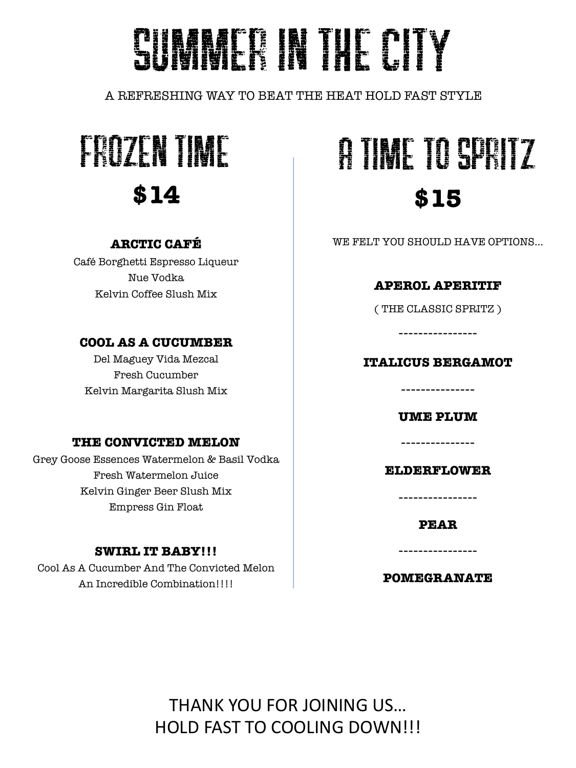# SUMMER IN THE CITY

A REFRESHING WAY TO BEAT THE HEAT HOLD FAST STYLE

## FROZEN TIME

**$14**

**ARCTIC CAFÉ**
Café Borghetti Espresso Liqueur
Nue Vodka
Kelvin Coffee Slush Mix

**COOL AS A CUCUMBER**
Del Maguey Vida Mezcal
Fresh Cucumber
Kelvin Margarita Slush Mix

**THE CONVICTED MELON**
Grey Goose Essences Watermelon & Basil Vodka
Fresh Watermelon Juice
Kelvin Ginger Beer Slush Mix
Empress Gin Float

**SWIRL IT BABY!!!**
Cool As A Cucumber And The Convicted Melon
An Incredible Combination!!!!

## A TIME TO SPRITZ

**$15**

WE FELT YOU SHOULD HAVE OPTIONS...

**APEROL APERITIF**

( THE CLASSIC SPRITZ )

----------------

**ITALICUS BERGAMOT**

---------------

**UME PLUM**

---------------

**ELDERFLOWER**

----------------

**PEAR**

----------------

**POMEGRANATE**

THANK YOU FOR JOINING US…
HOLD FAST TO COOLING DOWN!!!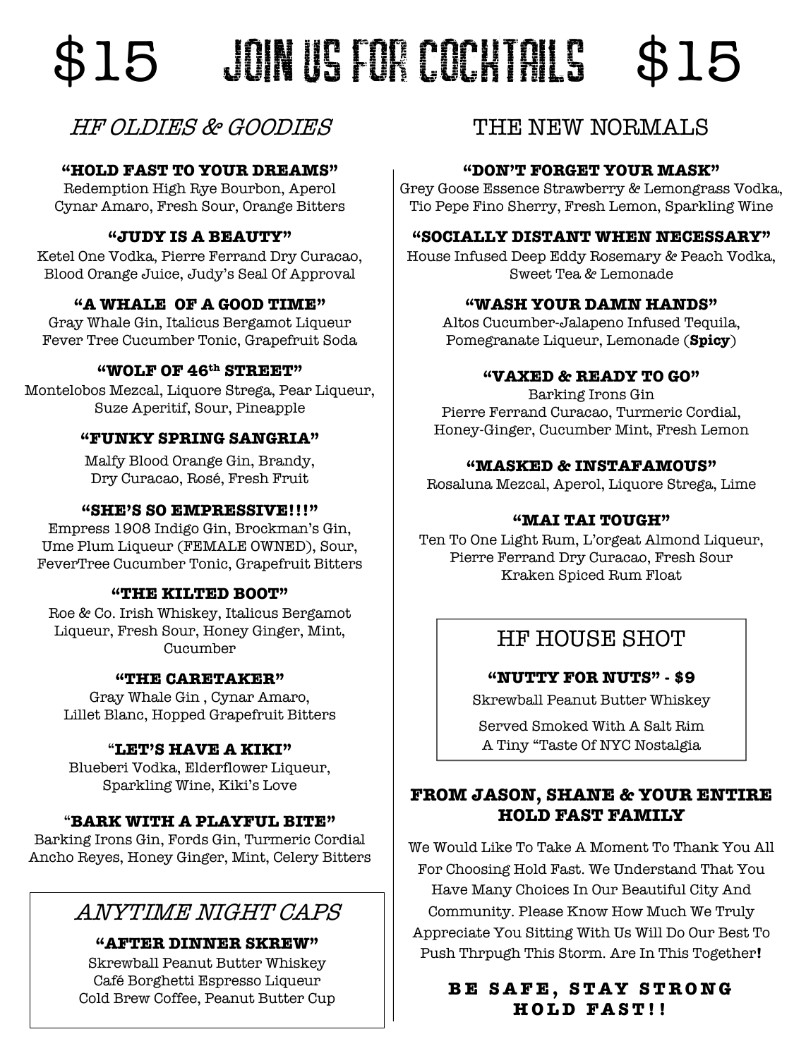# $15 JOIN US FOR COCKTAILS $15

## *HF OLDIES & GOODIES*

**"HOLD FAST TO YOUR DREAMS"**
Redemption High Rye Bourbon, Aperol
Cynar Amaro, Fresh Sour, Orange Bitters

**"JUDY IS A BEAUTY"**
Ketel One Vodka, Pierre Ferrand Dry Curacao,
Blood Orange Juice, Judy's Seal Of Approval

**"A WHALE OF A GOOD TIME"**
Gray Whale Gin, Italicus Bergamot Liqueur
Fever Tree Cucumber Tonic, Grapefruit Soda

**"WOLF OF 46th STREET"**
Montelobos Mezcal, Liquore Strega, Pear Liqueur,
Suze Aperitif, Sour, Pineapple

**"FUNKY SPRING SANGRIA"**
Malfy Blood Orange Gin, Brandy,
Dry Curacao, Rosé, Fresh Fruit

**"SHE'S SO EMPRESSIVE!!!"**
Empress 1908 Indigo Gin, Brockman's Gin,
Ume Plum Liqueur (FEMALE OWNED), Sour,
FeverTree Cucumber Tonic, Grapefruit Bitters

**"THE KILTED BOOT"**
Roe & Co. Irish Whiskey, Italicus Bergamot
Liqueur, Fresh Sour, Honey Ginger, Mint,
Cucumber

**"THE CARETAKER"**
Gray Whale Gin , Cynar Amaro,
Lillet Blanc, Hopped Grapefruit Bitters

**"LET'S HAVE A KIKI"**
Blueberi Vodka, Elderflower Liqueur,
Sparkling Wine, Kiki's Love

**"BARK WITH A PLAYFUL BITE"**
Barking Irons Gin, Fords Gin, Turmeric Cordial
Ancho Reyes, Honey Ginger, Mint, Celery Bitters

## *ANYTIME NIGHT CAPS*

**"AFTER DINNER SKREW"**
Skrewball Peanut Butter Whiskey
Café Borghetti Espresso Liqueur
Cold Brew Coffee, Peanut Butter Cup

## THE NEW NORMALS

**"DON'T FORGET YOUR MASK"**
Grey Goose Essence Strawberry & Lemongrass Vodka,
Tio Pepe Fino Sherry, Fresh Lemon, Sparkling Wine

**"SOCIALLY DISTANT WHEN NECESSARY"**
House Infused Deep Eddy Rosemary & Peach Vodka,
Sweet Tea & Lemonade

**"WASH YOUR DAMN HANDS"**
Altos Cucumber-Jalapeno Infused Tequila,
Pomegranate Liqueur, Lemonade (**Spicy**)

**"VAXED & READY TO GO"**
Barking Irons Gin
Pierre Ferrand Curacao, Turmeric Cordial,
Honey-Ginger, Cucumber Mint, Fresh Lemon

**"MASKED & INSTAFAMOUS"**
Rosaluna Mezcal, Aperol, Liquore Strega, Lime

**"MAI TAI TOUGH"**
Ten To One Light Rum, L'orgeat Almond Liqueur,
Pierre Ferrand Dry Curacao, Fresh Sour
Kraken Spiced Rum Float

## HF HOUSE SHOT

**"NUTTY FOR NUTS" - $9**
Skrewball Peanut Butter Whiskey

Served Smoked With A Salt Rim
A Tiny "Taste Of NYC Nostalgia

### FROM JASON, SHANE & YOUR ENTIRE HOLD FAST FAMILY

We Would Like To Take A Moment To Thank You All For Choosing Hold Fast. We Understand That You Have Many Choices In Our Beautiful City And Community. Please Know How Much We Truly Appreciate You Sitting With Us Will Do Our Best To Push Thrpugh This Storm. Are In This Together**!**

**BE SAFE, STAY STRONG**
**HOLD FAST!!**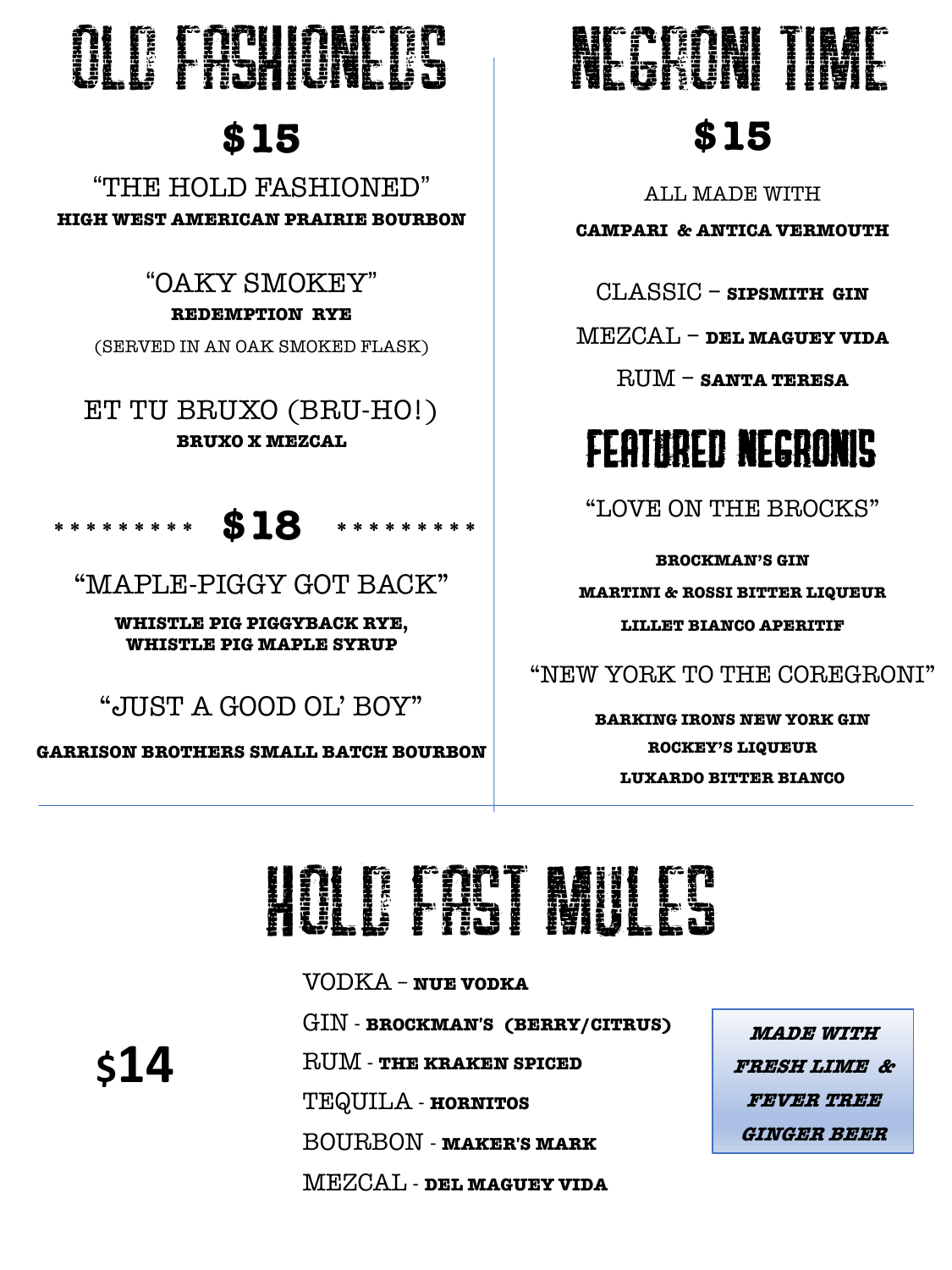# OLD FASHIONEDS

## $15

"THE HOLD FASHIONED"
**HIGH WEST AMERICAN PRAIRIE BOURBON**

"OAKY SMOKEY"
**REDEMPTION RYE**
(SERVED IN AN OAK SMOKED FLASK)

ET TU BRUXO (BRU-HO!)
**BRUXO X MEZCAL**

## * * * * * * * * * $18 * * * * * * * * *

"MAPLE-PIGGY GOT BACK"
**WHISTLE PIG PIGGYBACK RYE,**
**WHISTLE PIG MAPLE SYRUP**

"JUST A GOOD OL' BOY"
**GARRISON BROTHERS SMALL BATCH BOURBON**

# NEGRONI TIME

## $15

ALL MADE WITH
**CAMPARI & ANTICA VERMOUTH**

CLASSIC – **SIPSMITH GIN**

MEZCAL – **DEL MAGUEY VIDA**

RUM – **SANTA TERESA**

## FEATURED NEGRONIS

"LOVE ON THE BROCKS"

**BROCKMAN'S GIN**
**MARTINI & ROSSI BITTER LIQUEUR**
**LILLET BIANCO APERITIF**

"NEW YORK TO THE COREGRONI"

**BARKING IRONS NEW YORK GIN**
**ROCKEY'S LIQUEUR**
**LUXARDO BITTER BIANCO**

# HOLD FAST MULES

## $14

VODKA – **NUE VODKA**

GIN - **BROCKMAN'S (BERRY/CITRUS)**

RUM - **THE KRAKEN SPICED**

TEQUILA - **HORNITOS**

BOURBON - **MAKER'S MARK**

MEZCAL - **DEL MAGUEY VIDA**

***MADE WITH FRESH LIME & FEVER TREE GINGER BEER***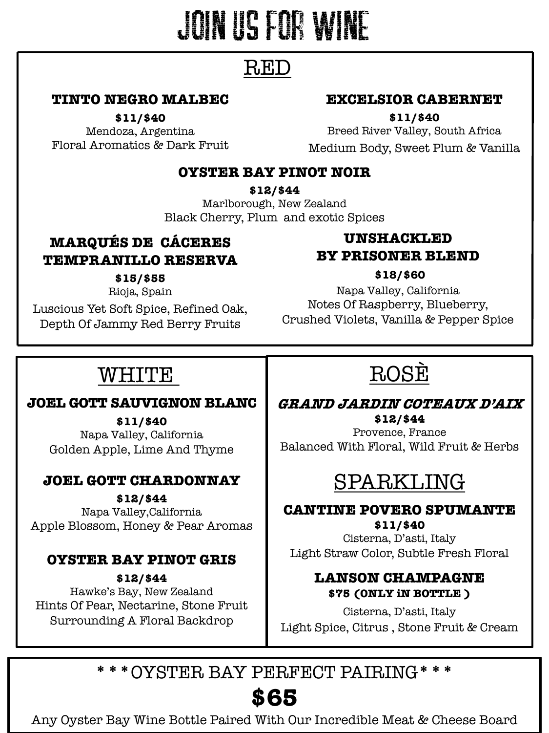# JOIN US FOR WINE

## RED

### TINTO NEGRO MALBEC

**$11/$40**
Mendoza, Argentina
Floral Aromatics & Dark Fruit

### EXCELSIOR CABERNET

**$11/$40**
Breed River Valley, South Africa
Medium Body, Sweet Plum & Vanilla

### OYSTER BAY PINOT NOIR

**$12/$44**
Marlborough, New Zealand
Black Cherry, Plum and exotic Spices

### MARQUÉS DE CÁCERES TEMPRANILLO RESERVA

**$15/$55**
Rioja, Spain
Luscious Yet Soft Spice, Refined Oak, Depth Of Jammy Red Berry Fruits

### UNSHACKLED BY PRISONER BLEND

**$18/$60**
Napa Valley, California
Notes Of Raspberry, Blueberry, Crushed Violets, Vanilla & Pepper Spice

## WHITE

### JOEL GOTT SAUVIGNON BLANC

**$11/$40**
Napa Valley, California
Golden Apple, Lime And Thyme

### JOEL GOTT CHARDONNAY

**$12/$44**
Napa Valley,California
Apple Blossom, Honey & Pear Aromas

### OYSTER BAY PINOT GRIS

**$12/$44**
Hawke's Bay, New Zealand
Hints Of Pear, Nectarine, Stone Fruit Surrounding A Floral Backdrop

## ROSÈ

### *GRAND JARDIN COTEAUX D'AIX*

**$12/$44**
Provence, France
Balanced With Floral, Wild Fruit & Herbs

## SPARKLING

### CANTINE POVERO SPUMANTE

**$11/$40**
Cisterna, D'asti, Italy
Light Straw Color, Subtle Fresh Floral

### LANSON CHAMPAGNE

**$75 (ONLY iN BOTTLE )**
Cisterna, D'asti, Italy
Light Spice, Citrus , Stone Fruit & Cream

## * * * OYSTER BAY PERFECT PAIRING * * *

**$65**

Any Oyster Bay Wine Bottle Paired With Our Incredible Meat & Cheese Board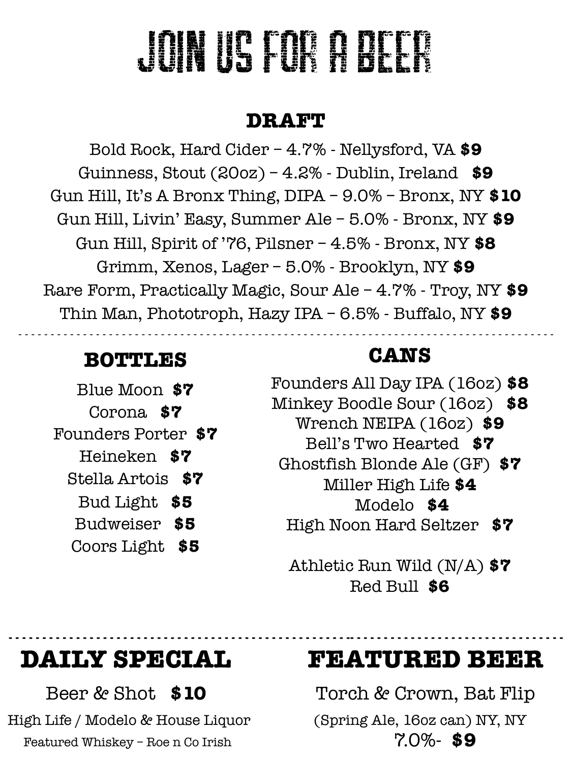# JOIN US FOR A BEER

## DRAFT

Bold Rock, Hard Cider – 4.7% - Nellysford, VA **$9**

Guinness, Stout (20oz) – 4.2% - Dublin, Ireland **$9**

Gun Hill, It's A Bronx Thing, DIPA – 9.0% – Bronx, NY **$10**

Gun Hill, Livin' Easy, Summer Ale – 5.0% - Bronx, NY **$9**

Gun Hill, Spirit of '76, Pilsner – 4.5% - Bronx, NY **$8**

Grimm, Xenos, Lager – 5.0% - Brooklyn, NY **$9**

Rare Form, Practically Magic, Sour Ale – 4.7% - Troy, NY **$9**

Thin Man, Phototroph, Hazy IPA – 6.5% - Buffalo, NY **$9**

---

## BOTTLES

Blue Moon **$7**

Corona **$7**

Founders Porter **$7**

Heineken **$7**

Stella Artois **$7**

Bud Light **$5**

Budweiser **$5**

Coors Light **$5**

## CANS

Founders All Day IPA (16oz) **$8**

Minkey Boodle Sour (16oz) **$8**

Wrench NEIPA (16oz) **$9**

Bell's Two Hearted **$7**

Ghostfish Blonde Ale (GF) **$7**

Miller High Life **$4**

Modelo **$4**

High Noon Hard Seltzer **$7**

Athletic Run Wild (N/A) **$7**

Red Bull **$6**

---

## DAILY SPECIAL

Beer & Shot **$10**

High Life / Modelo & House Liquor

Featured Whiskey – Roe n Co Irish

## FEATURED BEER

Torch & Crown, Bat Flip

(Spring Ale, 16oz can) NY, NY

7.0%- **$9**